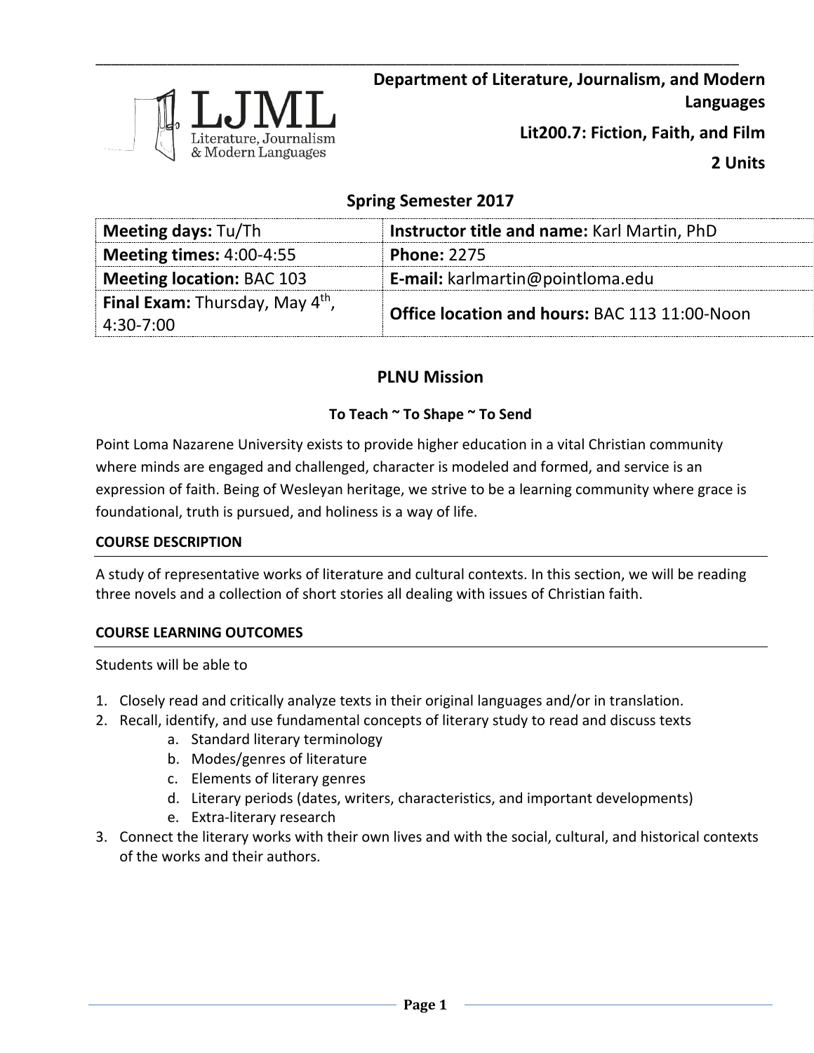**Department of Literature, Journalism, and Modern Languages**

**Lit200.7: Fiction, Faith, and Film**

**2 Units**

## Spring Semester 2017

| **Meeting days:** Tu/Th | **Instructor title and name:** Karl Martin, PhD |
|---|---|
| **Meeting times:** 4:00-4:55 | **Phone:** 2275 |
| **Meeting location:** BAC 103 | **E-mail:** karlmartin@pointloma.edu |
| **Final Exam:** Thursday, May 4th, 4:30-7:00 | **Office location and hours:** BAC 113 11:00-Noon |

## PLNU Mission

### To Teach ~ To Shape ~ To Send

Point Loma Nazarene University exists to provide higher education in a vital Christian community where minds are engaged and challenged, character is modeled and formed, and service is an expression of faith. Being of Wesleyan heritage, we strive to be a learning community where grace is foundational, truth is pursued, and holiness is a way of life.

### COURSE DESCRIPTION

A study of representative works of literature and cultural contexts. In this section, we will be reading three novels and a collection of short stories all dealing with issues of Christian faith.

### COURSE LEARNING OUTCOMES

Students will be able to

1. Closely read and critically analyze texts in their original languages and/or in translation.
2. Recall, identify, and use fundamental concepts of literary study to read and discuss texts
    a. Standard literary terminology
    b. Modes/genres of literature
    c. Elements of literary genres
    d. Literary periods (dates, writers, characteristics, and important developments)
    e. Extra-literary research
3. Connect the literary works with their own lives and with the social, cultural, and historical contexts of the works and their authors.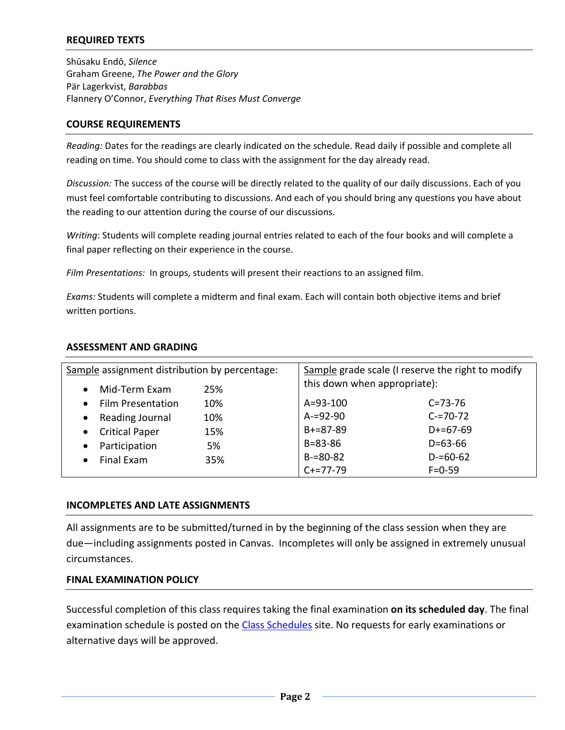## REQUIRED TEXTS

Shūsaku Endō, *Silence*  
Graham Greene, *The Power and the Glory*  
Pär Lagerkvist, *Barabbas*  
Flannery O'Connor, *Everything That Rises Must Converge*

## COURSE REQUIREMENTS

*Reading:* Dates for the readings are clearly indicated on the schedule. Read daily if possible and complete all reading on time. You should come to class with the assignment for the day already read.

*Discussion:* The success of the course will be directly related to the quality of our daily discussions. Each of you must feel comfortable contributing to discussions. And each of you should bring any questions you have about the reading to our attention during the course of our discussions.

*Writing*: Students will complete reading journal entries related to each of the four books and will complete a final paper reflecting on their experience in the course.

*Film Presentations:* In groups, students will present their reactions to an assigned film.

*Exams:* Students will complete a midterm and final exam. Each will contain both objective items and brief written portions.

## ASSESSMENT AND GRADING

| Sample assignment distribution by percentage: | | Sample grade scale (I reserve the right to modify this down when appropriate): | |
|---|---|---|---|
| Mid-Term Exam | 25% | A=93-100 | C=73-76 |
| Film Presentation | 10% | A-=92-90 | C-=70-72 |
| Reading Journal | 10% | B+=87-89 | D+=67-69 |
| Critical Paper | 15% | B=83-86 | D=63-66 |
| Participation | 5% | B-=80-82 | D-=60-62 |
| Final Exam | 35% | C+=77-79 | F=0-59 |

## INCOMPLETES AND LATE ASSIGNMENTS

All assignments are to be submitted/turned in by the beginning of the class session when they are due—including assignments posted in Canvas. Incompletes will only be assigned in extremely unusual circumstances.

## FINAL EXAMINATION POLICY

Successful completion of this class requires taking the final examination **on its scheduled day**. The final examination schedule is posted on the Class Schedules site. No requests for early examinations or alternative days will be approved.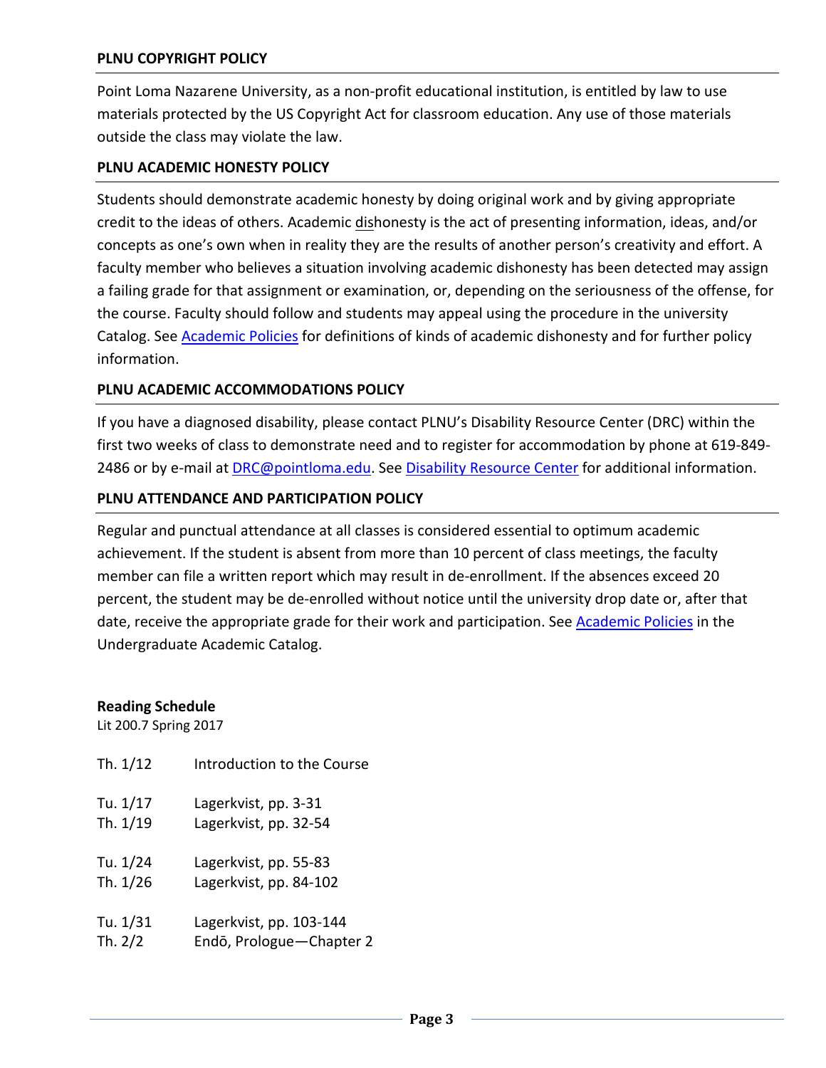### PLNU COPYRIGHT POLICY

Point Loma Nazarene University, as a non-profit educational institution, is entitled by law to use materials protected by the US Copyright Act for classroom education. Any use of those materials outside the class may violate the law.

### PLNU ACADEMIC HONESTY POLICY

Students should demonstrate academic honesty by doing original work and by giving appropriate credit to the ideas of others. Academic dishonesty is the act of presenting information, ideas, and/or concepts as one's own when in reality they are the results of another person's creativity and effort. A faculty member who believes a situation involving academic dishonesty has been detected may assign a failing grade for that assignment or examination, or, depending on the seriousness of the offense, for the course. Faculty should follow and students may appeal using the procedure in the university Catalog. See Academic Policies for definitions of kinds of academic dishonesty and for further policy information.

### PLNU ACADEMIC ACCOMMODATIONS POLICY

If you have a diagnosed disability, please contact PLNU's Disability Resource Center (DRC) within the first two weeks of class to demonstrate need and to register for accommodation by phone at 619-849-2486 or by e-mail at DRC@pointloma.edu. See Disability Resource Center for additional information.

### PLNU ATTENDANCE AND PARTICIPATION POLICY

Regular and punctual attendance at all classes is considered essential to optimum academic achievement. If the student is absent from more than 10 percent of class meetings, the faculty member can file a written report which may result in de-enrollment. If the absences exceed 20 percent, the student may be de-enrolled without notice until the university drop date or, after that date, receive the appropriate grade for their work and participation. See Academic Policies in the Undergraduate Academic Catalog.

**Reading Schedule**
Lit 200.7 Spring 2017

Th. 1/12 Introduction to the Course

Tu. 1/17 Lagerkvist, pp. 3-31
Th. 1/19 Lagerkvist, pp. 32-54

Tu. 1/24 Lagerkvist, pp. 55-83
Th. 1/26 Lagerkvist, pp. 84-102

Tu. 1/31 Lagerkvist, pp. 103-144
Th. 2/2 Endō, Prologue—Chapter 2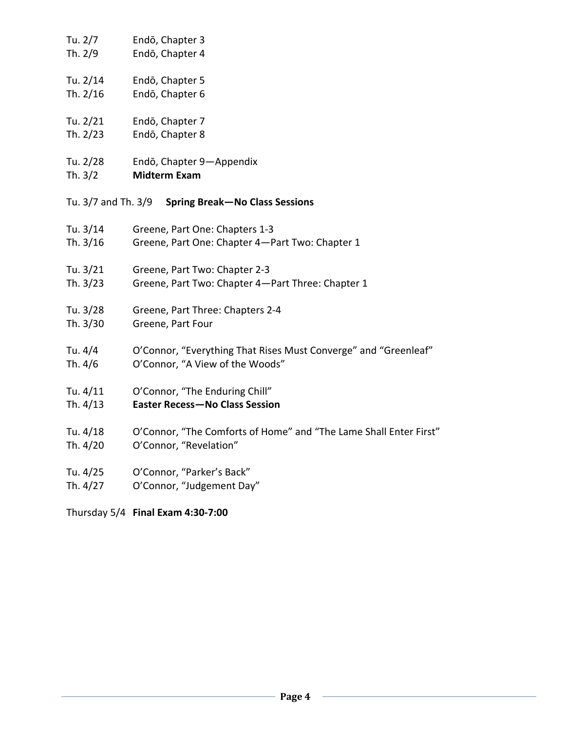| | |
|---|---|
| Tu. 2/7 | Endō, Chapter 3 |
| Th. 2/9 | Endō, Chapter 4 |
| Tu. 2/14 | Endō, Chapter 5 |
| Th. 2/16 | Endō, Chapter 6 |
| Tu. 2/21 | Endō, Chapter 7 |
| Th. 2/23 | Endō, Chapter 8 |
| Tu. 2/28 | Endō, Chapter 9—Appendix |
| Th. 3/2 | **Midterm Exam** |
| Tu. 3/7 and Th. 3/9 | **Spring Break—No Class Sessions** |
| Tu. 3/14 | Greene, Part One: Chapters 1-3 |
| Th. 3/16 | Greene, Part One: Chapter 4—Part Two: Chapter 1 |
| Tu. 3/21 | Greene, Part Two: Chapter 2-3 |
| Th. 3/23 | Greene, Part Two: Chapter 4—Part Three: Chapter 1 |
| Tu. 3/28 | Greene, Part Three: Chapters 2-4 |
| Th. 3/30 | Greene, Part Four |
| Tu. 4/4 | O'Connor, "Everything That Rises Must Converge" and "Greenleaf" |
| Th. 4/6 | O'Connor, "A View of the Woods" |
| Tu. 4/11 | O'Connor, "The Enduring Chill" |
| Th. 4/13 | **Easter Recess—No Class Session** |
| Tu. 4/18 | O'Connor, "The Comforts of Home" and "The Lame Shall Enter First" |
| Th. 4/20 | O'Connor, "Revelation" |
| Tu. 4/25 | O'Connor, "Parker's Back" |
| Th. 4/27 | O'Connor, "Judgement Day" |
| Thursday 5/4 | **Final Exam 4:30-7:00** |